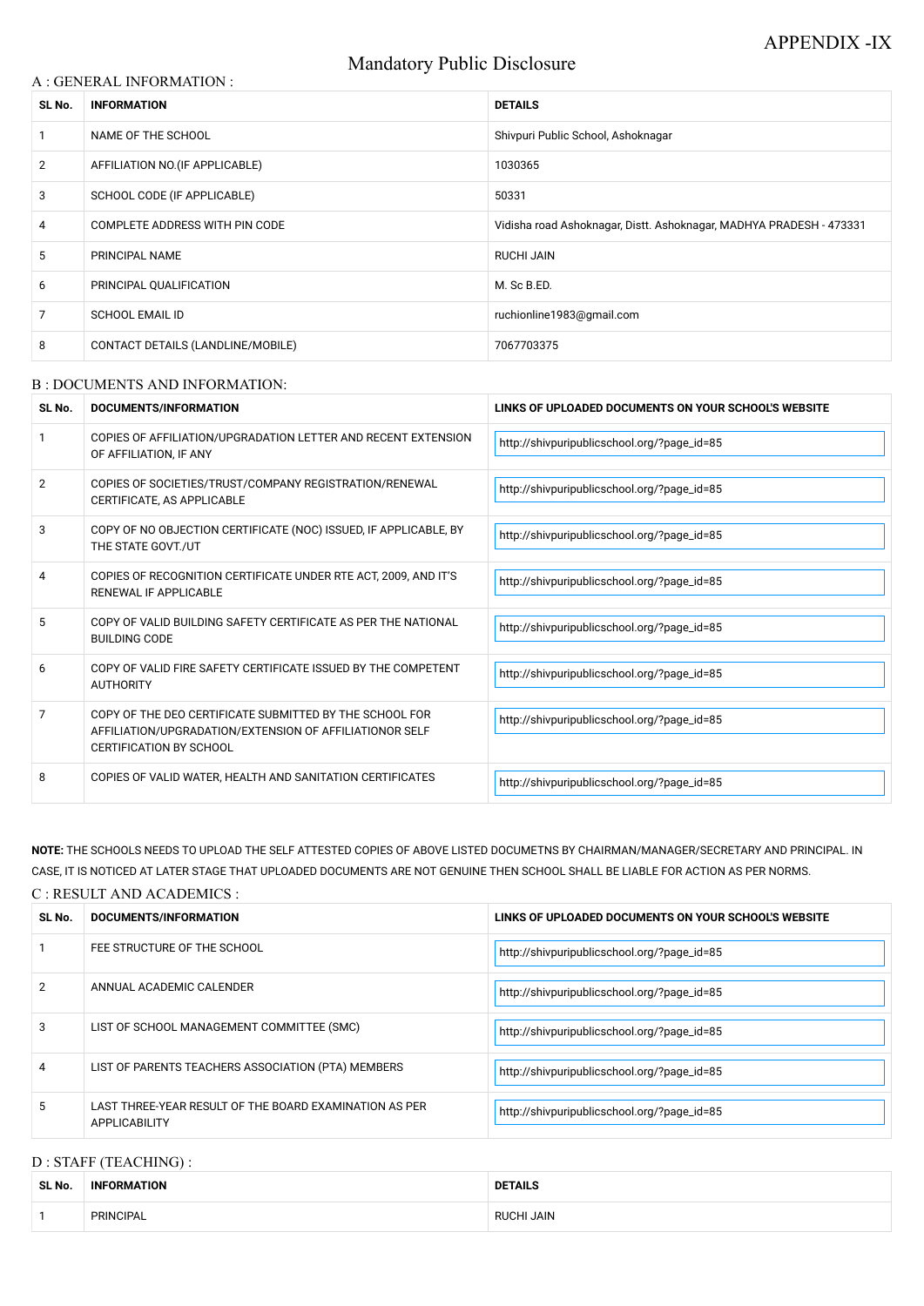APPENDIX -IX

# Mandatory Public Disclosure

## A : GENERAL INFORMATION :

| SL No. | INFORMATION | DETAILS |
|---|---|---|
| 1 | NAME OF THE SCHOOL | Shivpuri Public School, Ashoknagar |
| 2 | AFFILIATION NO.(IF APPLICABLE) | 1030365 |
| 3 | SCHOOL CODE (IF APPLICABLE) | 50331 |
| 4 | COMPLETE ADDRESS WITH PIN CODE | Vidisha road Ashoknagar, Distt. Ashoknagar, MADHYA PRADESH - 473331 |
| 5 | PRINCIPAL NAME | RUCHI JAIN |
| 6 | PRINCIPAL QUALIFICATION | M. Sc B.ED. |
| 7 | SCHOOL EMAIL ID | ruchionline1983@gmail.com |
| 8 | CONTACT DETAILS (LANDLINE/MOBILE) | 7067703375 |

## B : DOCUMENTS AND INFORMATION:

| SL No. | DOCUMENTS/INFORMATION | LINKS OF UPLOADED DOCUMENTS ON YOUR SCHOOL'S WEBSITE |
|---|---|---|
| 1 | COPIES OF AFFILIATION/UPGRADATION LETTER AND RECENT EXTENSION OF AFFILIATION, IF ANY | http://shivpuripublicschool.org/?page_id=85 |
| 2 | COPIES OF SOCIETIES/TRUST/COMPANY REGISTRATION/RENEWAL CERTIFICATE, AS APPLICABLE | http://shivpuripublicschool.org/?page_id=85 |
| 3 | COPY OF NO OBJECTION CERTIFICATE (NOC) ISSUED, IF APPLICABLE, BY THE STATE GOVT./UT | http://shivpuripublicschool.org/?page_id=85 |
| 4 | COPIES OF RECOGNITION CERTIFICATE UNDER RTE ACT, 2009, AND IT'S RENEWAL IF APPLICABLE | http://shivpuripublicschool.org/?page_id=85 |
| 5 | COPY OF VALID BUILDING SAFETY CERTIFICATE AS PER THE NATIONAL BUILDING CODE | http://shivpuripublicschool.org/?page_id=85 |
| 6 | COPY OF VALID FIRE SAFETY CERTIFICATE ISSUED BY THE COMPETENT AUTHORITY | http://shivpuripublicschool.org/?page_id=85 |
| 7 | COPY OF THE DEO CERTIFICATE SUBMITTED BY THE SCHOOL FOR AFFILIATION/UPGRADATION/EXTENSION OF AFFILIATIONOR SELF CERTIFICATION BY SCHOOL | http://shivpuripublicschool.org/?page_id=85 |
| 8 | COPIES OF VALID WATER, HEALTH AND SANITATION CERTIFICATES | http://shivpuripublicschool.org/?page_id=85 |

**NOTE:** THE SCHOOLS NEEDS TO UPLOAD THE SELF ATTESTED COPIES OF ABOVE LISTED DOCUMETNS BY CHAIRMAN/MANAGER/SECRETARY AND PRINCIPAL. IN CASE, IT IS NOTICED AT LATER STAGE THAT UPLOADED DOCUMENTS ARE NOT GENUINE THEN SCHOOL SHALL BE LIABLE FOR ACTION AS PER NORMS.

## C : RESULT AND ACADEMICS :

| SL No. | DOCUMENTS/INFORMATION | LINKS OF UPLOADED DOCUMENTS ON YOUR SCHOOL'S WEBSITE |
|---|---|---|
| 1 | FEE STRUCTURE OF THE SCHOOL | http://shivpuripublicschool.org/?page_id=85 |
| 2 | ANNUAL ACADEMIC CALENDER | http://shivpuripublicschool.org/?page_id=85 |
| 3 | LIST OF SCHOOL MANAGEMENT COMMITTEE (SMC) | http://shivpuripublicschool.org/?page_id=85 |
| 4 | LIST OF PARENTS TEACHERS ASSOCIATION (PTA) MEMBERS | http://shivpuripublicschool.org/?page_id=85 |
| 5 | LAST THREE-YEAR RESULT OF THE BOARD EXAMINATION AS PER APPLICABILITY | http://shivpuripublicschool.org/?page_id=85 |

## D : STAFF (TEACHING) :

| SL No. | INFORMATION | DETAILS |
|---|---|---|
| 1 | PRINCIPAL | RUCHI JAIN |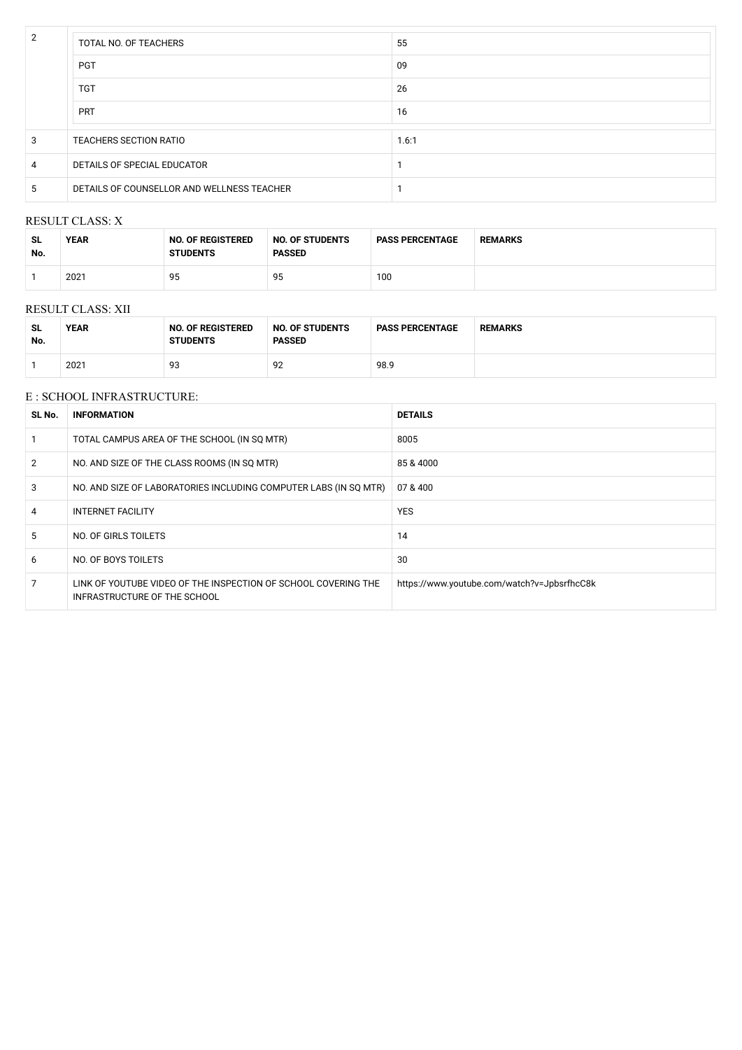| | | |
|---|---|---|
| 2 | TOTAL NO. OF TEACHERS | 55 |
| | PGT | 09 |
| | TGT | 26 |
| | PRT | 16 |
| 3 | TEACHERS SECTION RATIO | 1.6:1 |
| 4 | DETAILS OF SPECIAL EDUCATOR | 1 |
| 5 | DETAILS OF COUNSELLOR AND WELLNESS TEACHER | 1 |

RESULT CLASS: X

| SL No. | YEAR | NO. OF REGISTERED STUDENTS | NO. OF STUDENTS PASSED | PASS PERCENTAGE | REMARKS |
|---|---|---|---|---|---|
| 1 | 2021 | 95 | 95 | 100 | |

RESULT CLASS: XII

| SL No. | YEAR | NO. OF REGISTERED STUDENTS | NO. OF STUDENTS PASSED | PASS PERCENTAGE | REMARKS |
|---|---|---|---|---|---|
| 1 | 2021 | 93 | 92 | 98.9 | |

E : SCHOOL INFRASTRUCTURE:

| SL No. | INFORMATION | DETAILS |
|---|---|---|
| 1 | TOTAL CAMPUS AREA OF THE SCHOOL (IN SQ MTR) | 8005 |
| 2 | NO. AND SIZE OF THE CLASS ROOMS (IN SQ MTR) | 85 & 4000 |
| 3 | NO. AND SIZE OF LABORATORIES INCLUDING COMPUTER LABS (IN SQ MTR) | 07 & 400 |
| 4 | INTERNET FACILITY | YES |
| 5 | NO. OF GIRLS TOILETS | 14 |
| 6 | NO. OF BOYS TOILETS | 30 |
| 7 | LINK OF YOUTUBE VIDEO OF THE INSPECTION OF SCHOOL COVERING THE INFRASTRUCTURE OF THE SCHOOL | https://www.youtube.com/watch?v=JpbsrfhcC8k |